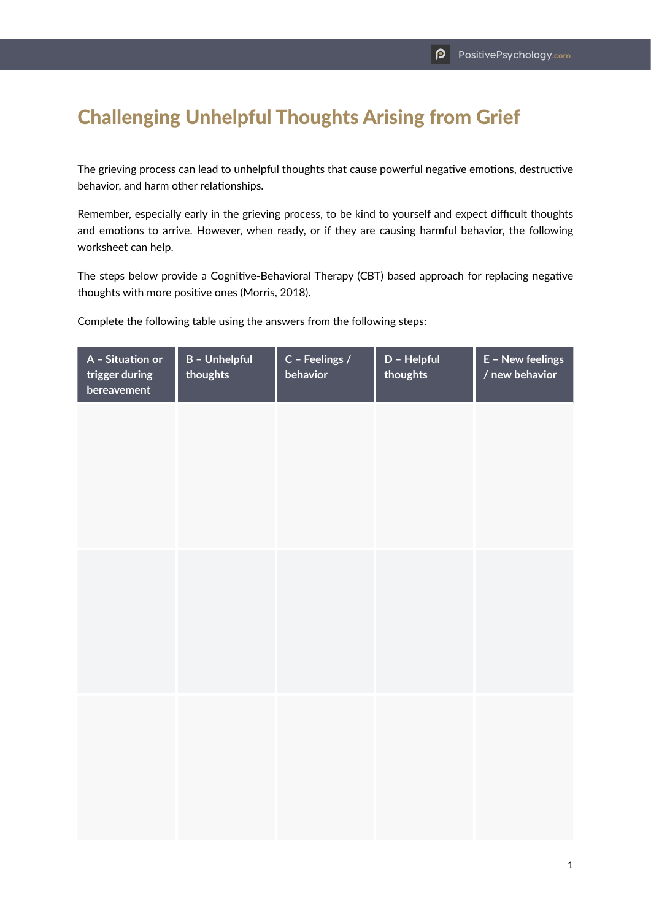# Challenging Unhelpful Thoughts Arising from Grief

The grieving process can lead to unhelpful thoughts that cause powerful negative emotions, destructive behavior, and harm other relationships.

Remember, especially early in the grieving process, to be kind to yourself and expect difficult thoughts and emotions to arrive. However, when ready, or if they are causing harmful behavior, the following worksheet can help.

The steps below provide a Cognitive-Behavioral Therapy (CBT) based approach for replacing negative thoughts with more positive ones (Morris, 2018).

Complete the following table using the answers from the following steps:

| A – Situation or trigger during bereavement | B – Unhelpful thoughts | C – Feelings / behavior | D – Helpful thoughts | E – New feelings / new behavior |
|---|---|---|---|---|
| | | | | |
| | | | | |
| | | | | |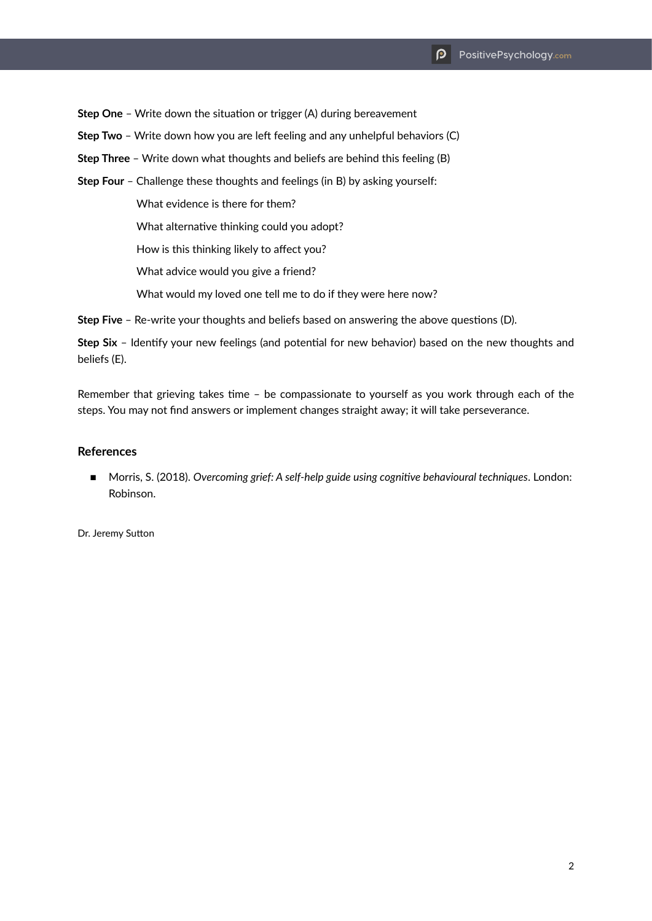**Step One** – Write down the situation or trigger (A) during bereavement

**Step Two** – Write down how you are left feeling and any unhelpful behaviors (C)

**Step Three** – Write down what thoughts and beliefs are behind this feeling (B)

**Step Four** – Challenge these thoughts and feelings (in B) by asking yourself:

What evidence is there for them?

What alternative thinking could you adopt?

How is this thinking likely to affect you?

What advice would you give a friend?

What would my loved one tell me to do if they were here now?

**Step Five** – Re-write your thoughts and beliefs based on answering the above questions (D).

**Step Six** – Identify your new feelings (and potential for new behavior) based on the new thoughts and beliefs (E).

Remember that grieving takes time – be compassionate to yourself as you work through each of the steps. You may not find answers or implement changes straight away; it will take perseverance.

### References

- Morris, S. (2018). *Overcoming grief: A self-help guide using cognitive behavioural techniques*. London: Robinson.

Dr. Jeremy Sutton